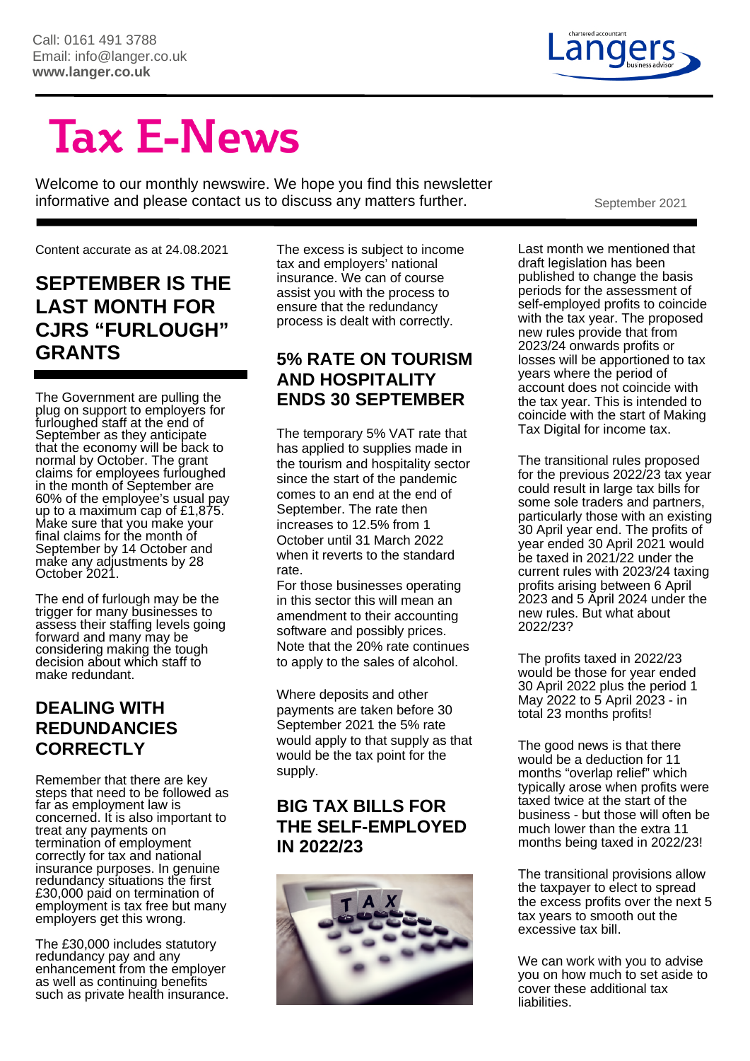Call: 0161 491 3788
Email: info@langer.co.uk
**www.langer.co.uk**

# Tax E-News

Welcome to our monthly newswire. We hope you find this newsletter informative and please contact us to discuss any matters further.

September 2021

Content accurate as at 24.08.2021

## SEPTEMBER IS THE LAST MONTH FOR CJRS "FURLOUGH" GRANTS

The Government are pulling the plug on support to employers for furloughed staff at the end of September as they anticipate that the economy will be back to normal by October. The grant claims for employees furloughed in the month of September are 60% of the employee's usual pay up to a maximum cap of £1,875. Make sure that you make your final claims for the month of September by 14 October and make any adjustments by 28 October 2021.

The end of furlough may be the trigger for many businesses to assess their staffing levels going forward and many may be considering making the tough decision about which staff to make redundant.

## DEALING WITH REDUNDANCIES CORRECTLY

Remember that there are key steps that need to be followed as far as employment law is concerned. It is also important to treat any payments on termination of employment correctly for tax and national insurance purposes. In genuine redundancy situations the first £30,000 paid on termination of employment is tax free but many employers get this wrong.

The £30,000 includes statutory redundancy pay and any enhancement from the employer as well as continuing benefits such as private health insurance. The excess is subject to income tax and employers' national insurance. We can of course assist you with the process to ensure that the redundancy process is dealt with correctly.

## 5% RATE ON TOURISM AND HOSPITALITY ENDS 30 SEPTEMBER

The temporary 5% VAT rate that has applied to supplies made in the tourism and hospitality sector since the start of the pandemic comes to an end at the end of September. The rate then increases to 12.5% from 1 October until 31 March 2022 when it reverts to the standard rate.

For those businesses operating in this sector this will mean an amendment to their accounting software and possibly prices. Note that the 20% rate continues to apply to the sales of alcohol.

Where deposits and other payments are taken before 30 September 2021 the 5% rate would apply to that supply as that would be the tax point for the supply.

## BIG TAX BILLS FOR THE SELF-EMPLOYED IN 2022/23

Last month we mentioned that draft legislation has been published to change the basis periods for the assessment of self-employed profits to coincide with the tax year. The proposed new rules provide that from 2023/24 onwards profits or losses will be apportioned to tax years where the period of account does not coincide with the tax year. This is intended to coincide with the start of Making Tax Digital for income tax.

The transitional rules proposed for the previous 2022/23 tax year could result in large tax bills for some sole traders and partners, particularly those with an existing 30 April year end. The profits of year ended 30 April 2021 would be taxed in 2021/22 under the current rules with 2023/24 taxing profits arising between 6 April 2023 and 5 April 2024 under the new rules. But what about 2022/23?

The profits taxed in 2022/23 would be those for year ended 30 April 2022 plus the period 1 May 2022 to 5 April 2023 - in total 23 months profits!

The good news is that there would be a deduction for 11 months "overlap relief" which typically arose when profits were taxed twice at the start of the business - but those will often be much lower than the extra 11 months being taxed in 2022/23!

The transitional provisions allow the taxpayer to elect to spread the excess profits over the next 5 tax years to smooth out the excessive tax bill.

We can work with you to advise you on how much to set aside to cover these additional tax liabilities.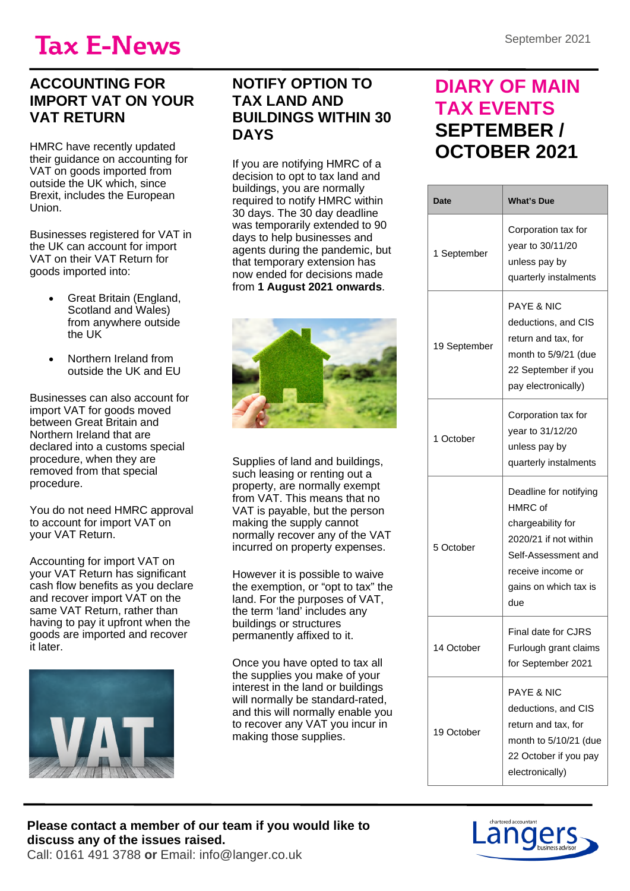# Tax E-News

September 2021

## ACCOUNTING FOR IMPORT VAT ON YOUR VAT RETURN

HMRC have recently updated their guidance on accounting for VAT on goods imported from outside the UK which, since Brexit, includes the European Union.

Businesses registered for VAT in the UK can account for import VAT on their VAT Return for goods imported into:

- Great Britain (England, Scotland and Wales) from anywhere outside the UK
- Northern Ireland from outside the UK and EU

Businesses can also account for import VAT for goods moved between Great Britain and Northern Ireland that are declared into a customs special procedure, when they are removed from that special procedure.

You do not need HMRC approval to account for import VAT on your VAT Return.

Accounting for import VAT on your VAT Return has significant cash flow benefits as you declare and recover import VAT on the same VAT Return, rather than having to pay it upfront when the goods are imported and recover it later.

## NOTIFY OPTION TO TAX LAND AND BUILDINGS WITHIN 30 DAYS

If you are notifying HMRC of a decision to opt to tax land and buildings, you are normally required to notify HMRC within 30 days. The 30 day deadline was temporarily extended to 90 days to help businesses and agents during the pandemic, but that temporary extension has now ended for decisions made from **1 August 2021 onwards**.

Supplies of land and buildings, such leasing or renting out a property, are normally exempt from VAT. This means that no VAT is payable, but the person making the supply cannot normally recover any of the VAT incurred on property expenses.

However it is possible to waive the exemption, or "opt to tax" the land. For the purposes of VAT, the term 'land' includes any buildings or structures permanently affixed to it.

Once you have opted to tax all the supplies you make of your interest in the land or buildings will normally be standard-rated, and this will normally enable you to recover any VAT you incur in making those supplies.

## DIARY OF MAIN TAX EVENTS SEPTEMBER / OCTOBER 2021

| Date | What's Due |
|---|---|
| 1 September | Corporation tax for year to 30/11/20 unless pay by quarterly instalments |
| 19 September | PAYE & NIC deductions, and CIS return and tax, for month to 5/9/21 (due 22 September if you pay electronically) |
| 1 October | Corporation tax for year to 31/12/20 unless pay by quarterly instalments |
| 5 October | Deadline for notifying HMRC of chargeability for 2020/21 if not within Self-Assessment and receive income or gains on which tax is due |
| 14 October | Final date for CJRS Furlough grant claims for September 2021 |
| 19 October | PAYE & NIC deductions, and CIS return and tax, for month to 5/10/21 (due 22 October if you pay electronically) |

**Please contact a member of our team if you would like to discuss any of the issues raised.**
Call: 0161 491 3788 **or** Email: info@langer.co.uk

Langers chartered accountant business advisor